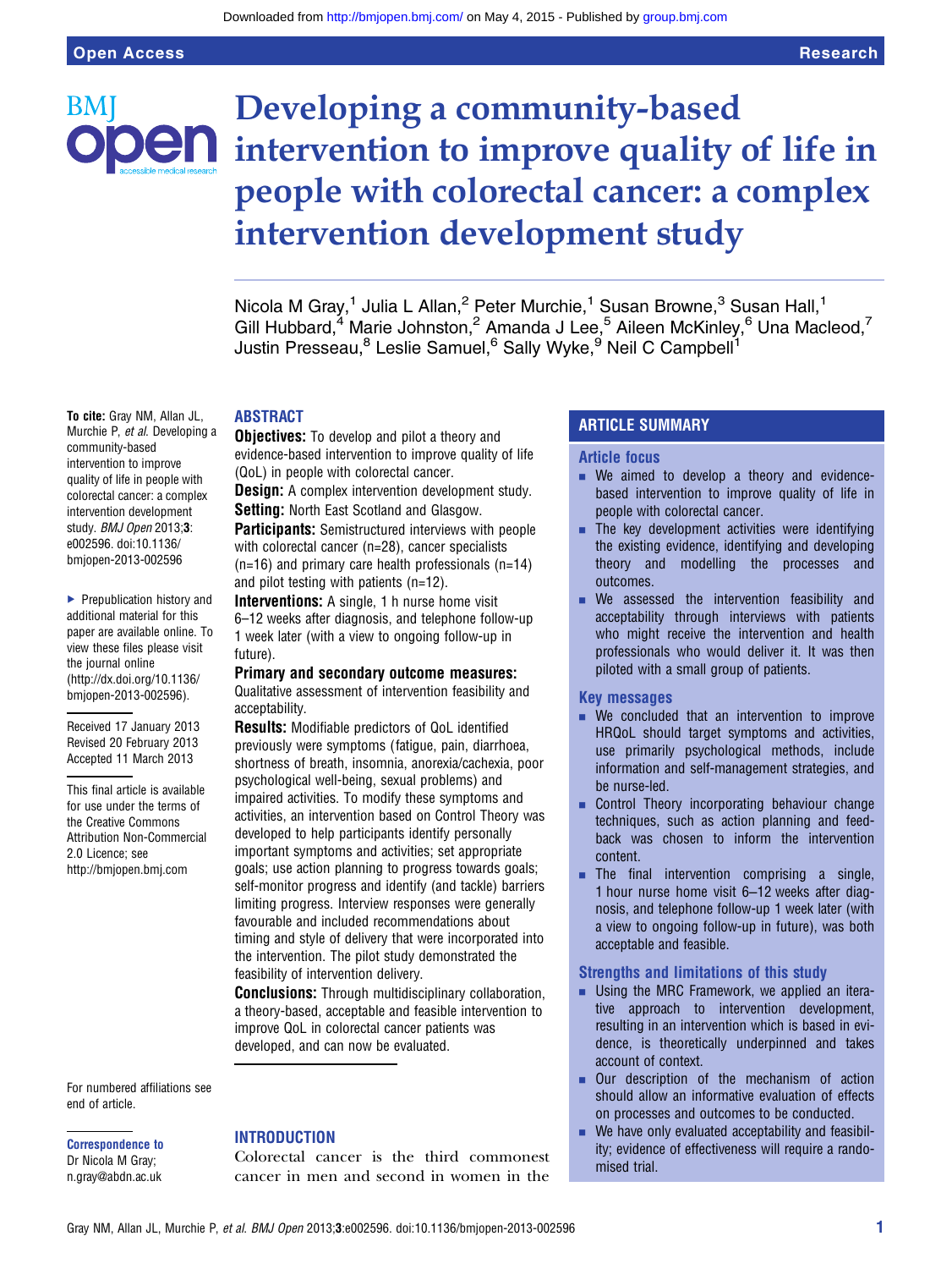# Developing a community-based intervention to improve quality of life in people with colorectal cancer: a complex intervention development study

Nicola M Gray,[1] Julia L Allan,[2] Peter Murchie,[1] Susan Browne,[3] Susan Hall,[1] Gill Hubbard,[4] Marie Johnston,[2] Amanda J Lee,[5] Aileen McKinley,[6] Una Macleod,[7] Justin Presseau,[8] Leslie Samuel,[6] Sally Wyke,[9] Neil C Campbell[1]

**To cite:** Gray NM, Allan JL, Murchie P, *et al*. Developing a community-based intervention to improve quality of life in people with colorectal cancer: a complex intervention development study. *BMJ Open* 2013;**3**: e002596. doi:10.1136/bmjopen-2013-002596

▶ Prepublication history and additional material for this paper are available online. To view these files please visit the journal online (http://dx.doi.org/10.1136/bmjopen-2013-002596).

Received 17 January 2013
Revised 20 February 2013
Accepted 11 March 2013

This final article is available for use under the terms of the Creative Commons Attribution Non-Commercial 2.0 Licence; see http://bmjopen.bmj.com

For numbered affiliations see end of article.

**Correspondence to**
Dr Nicola M Gray;
n.gray@abdn.ac.uk

## ABSTRACT

**Objectives:** To develop and pilot a theory and evidence-based intervention to improve quality of life (QoL) in people with colorectal cancer.

**Design:** A complex intervention development study.

**Setting:** North East Scotland and Glasgow.

**Participants:** Semistructured interviews with people with colorectal cancer (n=28), cancer specialists (n=16) and primary care health professionals (n=14) and pilot testing with patients (n=12).

**Interventions:** A single, 1 h nurse home visit 6–12 weeks after diagnosis, and telephone follow-up 1 week later (with a view to ongoing follow-up in future).

**Primary and secondary outcome measures:** Qualitative assessment of intervention feasibility and acceptability.

**Results:** Modifiable predictors of QoL identified previously were symptoms (fatigue, pain, diarrhoea, shortness of breath, insomnia, anorexia/cachexia, poor psychological well-being, sexual problems) and impaired activities. To modify these symptoms and activities, an intervention based on Control Theory was developed to help participants identify personally important symptoms and activities; set appropriate goals; use action planning to progress towards goals; self-monitor progress and identify (and tackle) barriers limiting progress. Interview responses were generally favourable and included recommendations about timing and style of delivery that were incorporated into the intervention. The pilot study demonstrated the feasibility of intervention delivery.

**Conclusions:** Through multidisciplinary collaboration, a theory-based, acceptable and feasible intervention to improve QoL in colorectal cancer patients was developed, and can now be evaluated.

## ARTICLE SUMMARY

### Article focus

- We aimed to develop a theory and evidence-based intervention to improve quality of life in people with colorectal cancer.
- The key development activities were identifying the existing evidence, identifying and developing theory and modelling the processes and outcomes.
- We assessed the intervention feasibility and acceptability through interviews with patients who might receive the intervention and health professionals who would deliver it. It was then piloted with a small group of patients.

### Key messages

- We concluded that an intervention to improve HRQoL should target symptoms and activities, use primarily psychological methods, include information and self-management strategies, and be nurse-led.
- Control Theory incorporating behaviour change techniques, such as action planning and feedback was chosen to inform the intervention content.
- The final intervention comprising a single, 1 hour nurse home visit 6–12 weeks after diagnosis, and telephone follow-up 1 week later (with a view to ongoing follow-up in future), was both acceptable and feasible.

### Strengths and limitations of this study

- Using the MRC Framework, we applied an iterative approach to intervention development, resulting in an intervention which is based in evidence, is theoretically underpinned and takes account of context.
- Our description of the mechanism of action should allow an informative evaluation of effects on processes and outcomes to be conducted.
- We have only evaluated acceptability and feasibility; evidence of effectiveness will require a randomised trial.

## INTRODUCTION

Colorectal cancer is the third commonest cancer in men and second in women in the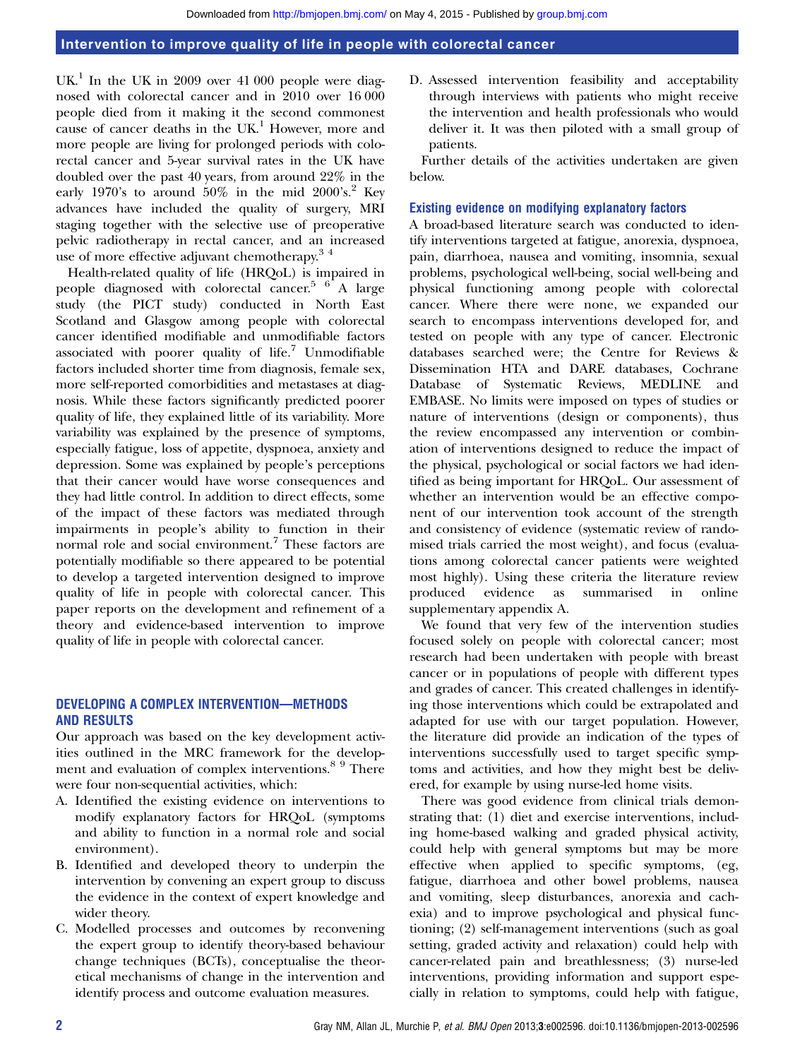UK.[1] In the UK in 2009 over 41 000 people were diagnosed with colorectal cancer and in 2010 over 16 000 people died from it making it the second commonest cause of cancer deaths in the UK.[1] However, more and more people are living for prolonged periods with colorectal cancer and 5-year survival rates in the UK have doubled over the past 40 years, from around 22% in the early 1970's to around 50% in the mid 2000's.[2] Key advances have included the quality of surgery, MRI staging together with the selective use of preoperative pelvic radiotherapy in rectal cancer, and an increased use of more effective adjuvant chemotherapy.[3 4]

Health-related quality of life (HRQoL) is impaired in people diagnosed with colorectal cancer.[5 6] A large study (the PICT study) conducted in North East Scotland and Glasgow among people with colorectal cancer identified modifiable and unmodifiable factors associated with poorer quality of life.[7] Unmodifiable factors included shorter time from diagnosis, female sex, more self-reported comorbidities and metastases at diagnosis. While these factors significantly predicted poorer quality of life, they explained little of its variability. More variability was explained by the presence of symptoms, especially fatigue, loss of appetite, dyspnoea, anxiety and depression. Some was explained by people's perceptions that their cancer would have worse consequences and they had little control. In addition to direct effects, some of the impact of these factors was mediated through impairments in people's ability to function in their normal role and social environment.[7] These factors are potentially modifiable so there appeared to be potential to develop a targeted intervention designed to improve quality of life in people with colorectal cancer. This paper reports on the development and refinement of a theory and evidence-based intervention to improve quality of life in people with colorectal cancer.

## DEVELOPING A COMPLEX INTERVENTION—METHODS AND RESULTS

Our approach was based on the key development activities outlined in the MRC framework for the development and evaluation of complex interventions.[8 9] There were four non-sequential activities, which:

A. Identified the existing evidence on interventions to modify explanatory factors for HRQoL (symptoms and ability to function in a normal role and social environment).
B. Identified and developed theory to underpin the intervention by convening an expert group to discuss the evidence in the context of expert knowledge and wider theory.
C. Modelled processes and outcomes by reconvening the expert group to identify theory-based behaviour change techniques (BCTs), conceptualise the theoretical mechanisms of change in the intervention and identify process and outcome evaluation measures.
D. Assessed intervention feasibility and acceptability through interviews with patients who might receive the intervention and health professionals who would deliver it. It was then piloted with a small group of patients.

Further details of the activities undertaken are given below.

### Existing evidence on modifying explanatory factors

A broad-based literature search was conducted to identify interventions targeted at fatigue, anorexia, dyspnoea, pain, diarrhoea, nausea and vomiting, insomnia, sexual problems, psychological well-being, social well-being and physical functioning among people with colorectal cancer. Where there were none, we expanded our search to encompass interventions developed for, and tested on people with any type of cancer. Electronic databases searched were; the Centre for Reviews & Dissemination HTA and DARE databases, Cochrane Database of Systematic Reviews, MEDLINE and EMBASE. No limits were imposed on types of studies or nature of interventions (design or components), thus the review encompassed any intervention or combination of interventions designed to reduce the impact of the physical, psychological or social factors we had identified as being important for HRQoL. Our assessment of whether an intervention would be an effective component of our intervention took account of the strength and consistency of evidence (systematic review of randomised trials carried the most weight), and focus (evaluations among colorectal cancer patients were weighted most highly). Using these criteria the literature review produced evidence as summarised in online supplementary appendix A.

We found that very few of the intervention studies focused solely on people with colorectal cancer; most research had been undertaken with people with breast cancer or in populations of people with different types and grades of cancer. This created challenges in identifying those interventions which could be extrapolated and adapted for use with our target population. However, the literature did provide an indication of the types of interventions successfully used to target specific symptoms and activities, and how they might best be delivered, for example by using nurse-led home visits.

There was good evidence from clinical trials demonstrating that: (1) diet and exercise interventions, including home-based walking and graded physical activity, could help with general symptoms but may be more effective when applied to specific symptoms, (eg, fatigue, diarrhoea and other bowel problems, nausea and vomiting, sleep disturbances, anorexia and cachexia) and to improve psychological and physical functioning; (2) self-management interventions (such as goal setting, graded activity and relaxation) could help with cancer-related pain and breathlessness; (3) nurse-led interventions, providing information and support especially in relation to symptoms, could help with fatigue,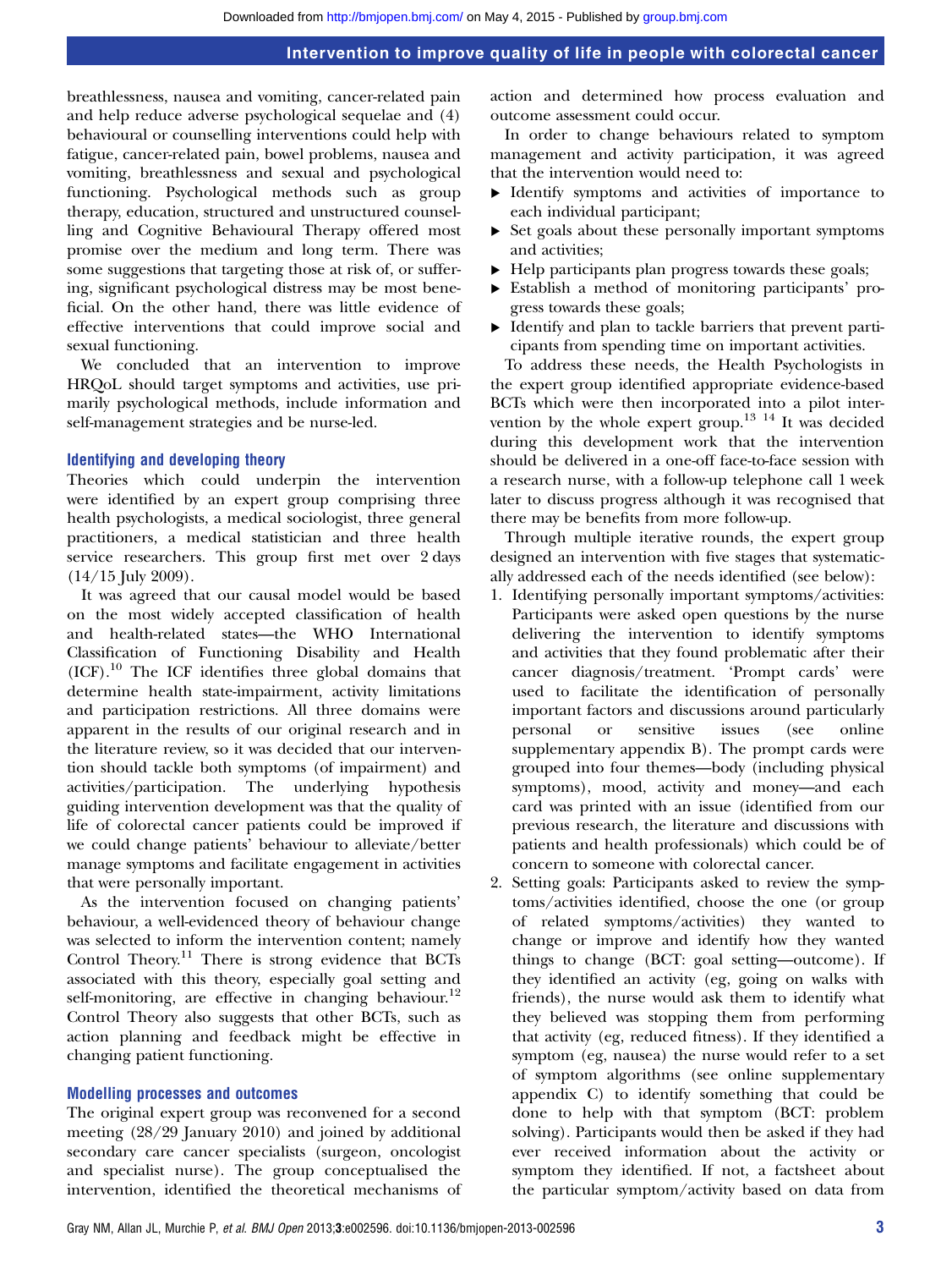breathlessness, nausea and vomiting, cancer-related pain and help reduce adverse psychological sequelae and (4) behavioural or counselling interventions could help with fatigue, cancer-related pain, bowel problems, nausea and vomiting, breathlessness and sexual and psychological functioning. Psychological methods such as group therapy, education, structured and unstructured counselling and Cognitive Behavioural Therapy offered most promise over the medium and long term. There was some suggestions that targeting those at risk of, or suffering, significant psychological distress may be most beneficial. On the other hand, there was little evidence of effective interventions that could improve social and sexual functioning.

We concluded that an intervention to improve HRQoL should target symptoms and activities, use primarily psychological methods, include information and self-management strategies and be nurse-led.

### Identifying and developing theory

Theories which could underpin the intervention were identified by an expert group comprising three health psychologists, a medical sociologist, three general practitioners, a medical statistician and three health service researchers. This group first met over 2 days (14/15 July 2009).

It was agreed that our causal model would be based on the most widely accepted classification of health and health-related states—the WHO International Classification of Functioning Disability and Health (ICF).[10] The ICF identifies three global domains that determine health state-impairment, activity limitations and participation restrictions. All three domains were apparent in the results of our original research and in the literature review, so it was decided that our intervention should tackle both symptoms (of impairment) and activities/participation. The underlying hypothesis guiding intervention development was that the quality of life of colorectal cancer patients could be improved if we could change patients' behaviour to alleviate/better manage symptoms and facilitate engagement in activities that were personally important.

As the intervention focused on changing patients' behaviour, a well-evidenced theory of behaviour change was selected to inform the intervention content; namely Control Theory.[11] There is strong evidence that BCTs associated with this theory, especially goal setting and self-monitoring, are effective in changing behaviour.[12] Control Theory also suggests that other BCTs, such as action planning and feedback might be effective in changing patient functioning.

### Modelling processes and outcomes

The original expert group was reconvened for a second meeting (28/29 January 2010) and joined by additional secondary care cancer specialists (surgeon, oncologist and specialist nurse). The group conceptualised the intervention, identified the theoretical mechanisms of action and determined how process evaluation and outcome assessment could occur.

In order to change behaviours related to symptom management and activity participation, it was agreed that the intervention would need to:

- Identify symptoms and activities of importance to each individual participant;
- Set goals about these personally important symptoms and activities;
- Help participants plan progress towards these goals;
- Establish a method of monitoring participants' progress towards these goals;
- Identify and plan to tackle barriers that prevent participants from spending time on important activities.

To address these needs, the Health Psychologists in the expert group identified appropriate evidence-based BCTs which were then incorporated into a pilot intervention by the whole expert group.[13,14] It was decided during this development work that the intervention should be delivered in a one-off face-to-face session with a research nurse, with a follow-up telephone call 1 week later to discuss progress although it was recognised that there may be benefits from more follow-up.

Through multiple iterative rounds, the expert group designed an intervention with five stages that systematically addressed each of the needs identified (see below):

1. Identifying personally important symptoms/activities: Participants were asked open questions by the nurse delivering the intervention to identify symptoms and activities that they found problematic after their cancer diagnosis/treatment. 'Prompt cards' were used to facilitate the identification of personally important factors and discussions around particularly personal or sensitive issues (see online supplementary appendix B). The prompt cards were grouped into four themes—body (including physical symptoms), mood, activity and money—and each card was printed with an issue (identified from our previous research, the literature and discussions with patients and health professionals) which could be of concern to someone with colorectal cancer.
2. Setting goals: Participants asked to review the symptoms/activities identified, choose the one (or group of related symptoms/activities) they wanted to change or improve and identify how they wanted things to change (BCT: goal setting—outcome). If they identified an activity (eg, going on walks with friends), the nurse would ask them to identify what they believed was stopping them from performing that activity (eg, reduced fitness). If they identified a symptom (eg, nausea) the nurse would refer to a set of symptom algorithms (see online supplementary appendix C) to identify something that could be done to help with that symptom (BCT: problem solving). Participants would then be asked if they had ever received information about the activity or symptom they identified. If not, a factsheet about the particular symptom/activity based on data from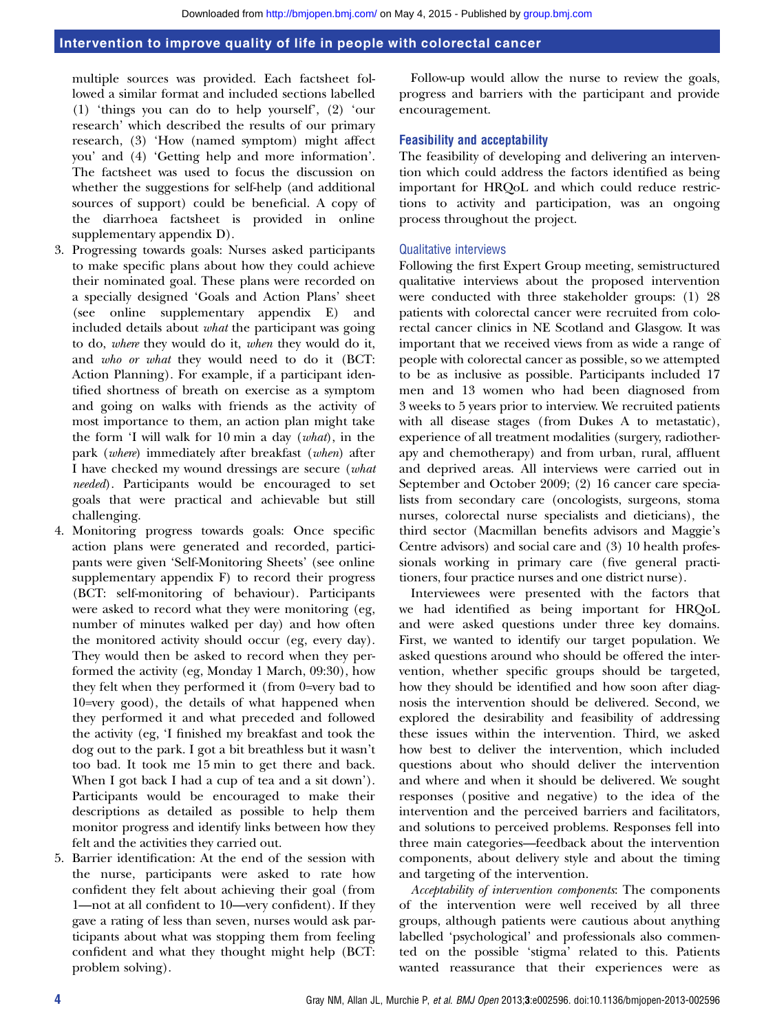multiple sources was provided. Each factsheet followed a similar format and included sections labelled (1) 'things you can do to help yourself', (2) 'our research' which described the results of our primary research, (3) 'How (named symptom) might affect you' and (4) 'Getting help and more information'. The factsheet was used to focus the discussion on whether the suggestions for self-help (and additional sources of support) could be beneficial. A copy of the diarrhoea factsheet is provided in online supplementary appendix D).

3. Progressing towards goals: Nurses asked participants to make specific plans about how they could achieve their nominated goal. These plans were recorded on a specially designed 'Goals and Action Plans' sheet (see online supplementary appendix E) and included details about *what* the participant was going to do, *where* they would do it, *when* they would do it, and *who or what* they would need to do it (BCT: Action Planning). For example, if a participant identified shortness of breath on exercise as a symptom and going on walks with friends as the activity of most importance to them, an action plan might take the form 'I will walk for 10 min a day (*what*), in the park (*where*) immediately after breakfast (*when*) after I have checked my wound dressings are secure (*what needed*). Participants would be encouraged to set goals that were practical and achievable but still challenging.
4. Monitoring progress towards goals: Once specific action plans were generated and recorded, participants were given 'Self-Monitoring Sheets' (see online supplementary appendix F) to record their progress (BCT: self-monitoring of behaviour). Participants were asked to record what they were monitoring (eg, number of minutes walked per day) and how often the monitored activity should occur (eg, every day). They would then be asked to record when they performed the activity (eg, Monday 1 March, 09:30), how they felt when they performed it (from 0=very bad to 10=very good), the details of what happened when they performed it and what preceded and followed the activity (eg, 'I finished my breakfast and took the dog out to the park. I got a bit breathless but it wasn't too bad. It took me 15 min to get there and back. When I got back I had a cup of tea and a sit down'). Participants would be encouraged to make their descriptions as detailed as possible to help them monitor progress and identify links between how they felt and the activities they carried out.
5. Barrier identification: At the end of the session with the nurse, participants were asked to rate how confident they felt about achieving their goal (from 1—not at all confident to 10—very confident). If they gave a rating of less than seven, nurses would ask participants about what was stopping them from feeling confident and what they thought might help (BCT: problem solving).

Follow-up would allow the nurse to review the goals, progress and barriers with the participant and provide encouragement.

## Feasibility and acceptability

The feasibility of developing and delivering an intervention which could address the factors identified as being important for HRQoL and which could reduce restrictions to activity and participation, was an ongoing process throughout the project.

### Qualitative interviews

Following the first Expert Group meeting, semistructured qualitative interviews about the proposed intervention were conducted with three stakeholder groups: (1) 28 patients with colorectal cancer were recruited from colorectal cancer clinics in NE Scotland and Glasgow. It was important that we received views from as wide a range of people with colorectal cancer as possible, so we attempted to be as inclusive as possible. Participants included 17 men and 13 women who had been diagnosed from 3 weeks to 5 years prior to interview. We recruited patients with all disease stages (from Dukes A to metastatic), experience of all treatment modalities (surgery, radiotherapy and chemotherapy) and from urban, rural, affluent and deprived areas. All interviews were carried out in September and October 2009; (2) 16 cancer care specialists from secondary care (oncologists, surgeons, stoma nurses, colorectal nurse specialists and dieticians), the third sector (Macmillan benefits advisors and Maggie's Centre advisors) and social care and (3) 10 health professionals working in primary care (five general practitioners, four practice nurses and one district nurse).

Interviewees were presented with the factors that we had identified as being important for HRQoL and were asked questions under three key domains. First, we wanted to identify our target population. We asked questions around who should be offered the intervention, whether specific groups should be targeted, how they should be identified and how soon after diagnosis the intervention should be delivered. Second, we explored the desirability and feasibility of addressing these issues within the intervention. Third, we asked how best to deliver the intervention, which included questions about who should deliver the intervention and where and when it should be delivered. We sought responses (positive and negative) to the idea of the intervention and the perceived barriers and facilitators, and solutions to perceived problems. Responses fell into three main categories—feedback about the intervention components, about delivery style and about the timing and targeting of the intervention.

*Acceptability of intervention components*: The components of the intervention were well received by all three groups, although patients were cautious about anything labelled 'psychological' and professionals also commented on the possible 'stigma' related to this. Patients wanted reassurance that their experiences were as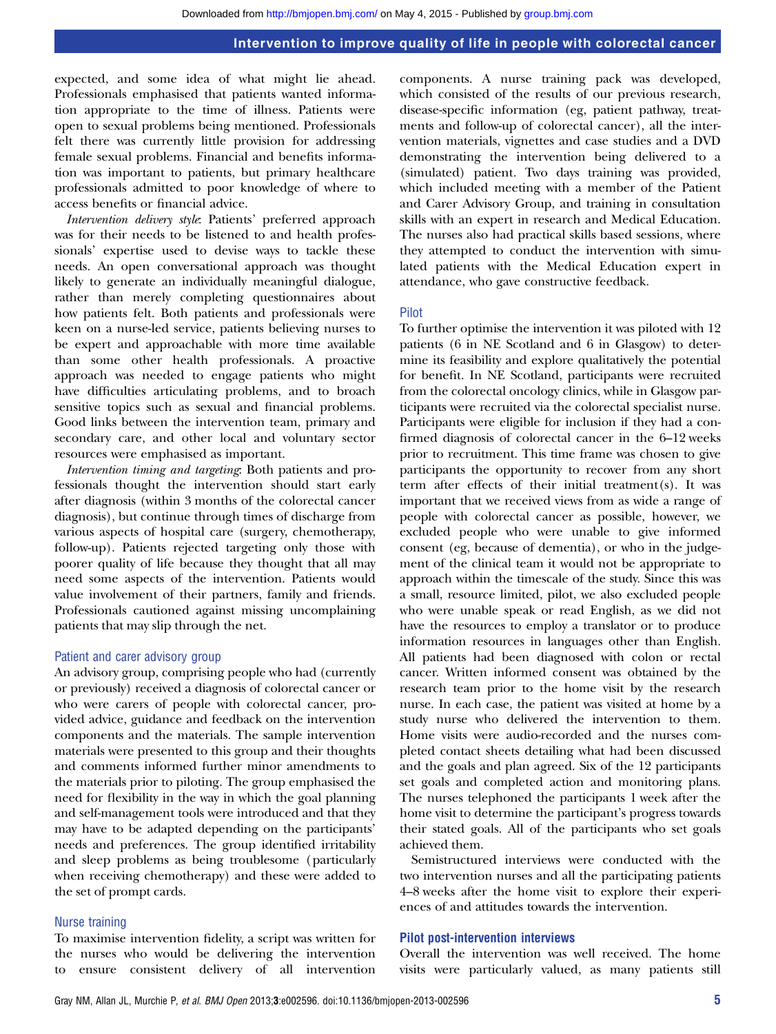expected, and some idea of what might lie ahead. Professionals emphasised that patients wanted information appropriate to the time of illness. Patients were open to sexual problems being mentioned. Professionals felt there was currently little provision for addressing female sexual problems. Financial and benefits information was important to patients, but primary healthcare professionals admitted to poor knowledge of where to access benefits or financial advice.

*Intervention delivery style*: Patients' preferred approach was for their needs to be listened to and health professionals' expertise used to devise ways to tackle these needs. An open conversational approach was thought likely to generate an individually meaningful dialogue, rather than merely completing questionnaires about how patients felt. Both patients and professionals were keen on a nurse-led service, patients believing nurses to be expert and approachable with more time available than some other health professionals. A proactive approach was needed to engage patients who might have difficulties articulating problems, and to broach sensitive topics such as sexual and financial problems. Good links between the intervention team, primary and secondary care, and other local and voluntary sector resources were emphasised as important.

*Intervention timing and targeting*: Both patients and professionals thought the intervention should start early after diagnosis (within 3 months of the colorectal cancer diagnosis), but continue through times of discharge from various aspects of hospital care (surgery, chemotherapy, follow-up). Patients rejected targeting only those with poorer quality of life because they thought that all may need some aspects of the intervention. Patients would value involvement of their partners, family and friends. Professionals cautioned against missing uncomplaining patients that may slip through the net.

### Patient and carer advisory group

An advisory group, comprising people who had (currently or previously) received a diagnosis of colorectal cancer or who were carers of people with colorectal cancer, provided advice, guidance and feedback on the intervention components and the materials. The sample intervention materials were presented to this group and their thoughts and comments informed further minor amendments to the materials prior to piloting. The group emphasised the need for flexibility in the way in which the goal planning and self-management tools were introduced and that they may have to be adapted depending on the participants' needs and preferences. The group identified irritability and sleep problems as being troublesome (particularly when receiving chemotherapy) and these were added to the set of prompt cards.

### Nurse training

To maximise intervention fidelity, a script was written for the nurses who would be delivering the intervention to ensure consistent delivery of all intervention components. A nurse training pack was developed, which consisted of the results of our previous research, disease-specific information (eg, patient pathway, treatments and follow-up of colorectal cancer), all the intervention materials, vignettes and case studies and a DVD demonstrating the intervention being delivered to a (simulated) patient. Two days training was provided, which included meeting with a member of the Patient and Carer Advisory Group, and training in consultation skills with an expert in research and Medical Education. The nurses also had practical skills based sessions, where they attempted to conduct the intervention with simulated patients with the Medical Education expert in attendance, who gave constructive feedback.

### Pilot

To further optimise the intervention it was piloted with 12 patients (6 in NE Scotland and 6 in Glasgow) to determine its feasibility and explore qualitatively the potential for benefit. In NE Scotland, participants were recruited from the colorectal oncology clinics, while in Glasgow participants were recruited via the colorectal specialist nurse. Participants were eligible for inclusion if they had a confirmed diagnosis of colorectal cancer in the 6–12 weeks prior to recruitment. This time frame was chosen to give participants the opportunity to recover from any short term after effects of their initial treatment(s). It was important that we received views from as wide a range of people with colorectal cancer as possible, however, we excluded people who were unable to give informed consent (eg, because of dementia), or who in the judgement of the clinical team it would not be appropriate to approach within the timescale of the study. Since this was a small, resource limited, pilot, we also excluded people who were unable speak or read English, as we did not have the resources to employ a translator or to produce information resources in languages other than English. All patients had been diagnosed with colon or rectal cancer. Written informed consent was obtained by the research team prior to the home visit by the research nurse. In each case, the patient was visited at home by a study nurse who delivered the intervention to them. Home visits were audio-recorded and the nurses completed contact sheets detailing what had been discussed and the goals and plan agreed. Six of the 12 participants set goals and completed action and monitoring plans. The nurses telephoned the participants 1 week after the home visit to determine the participant's progress towards their stated goals. All of the participants who set goals achieved them.

Semistructured interviews were conducted with the two intervention nurses and all the participating patients 4–8 weeks after the home visit to explore their experiences of and attitudes towards the intervention.

### Pilot post-intervention interviews

Overall the intervention was well received. The home visits were particularly valued, as many patients still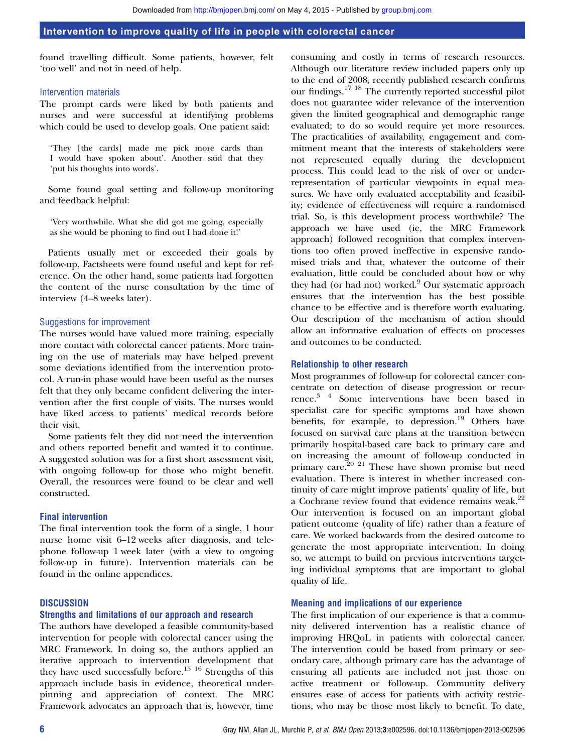found travelling difficult. Some patients, however, felt 'too well' and not in need of help.

### Intervention materials

The prompt cards were liked by both patients and nurses and were successful at identifying problems which could be used to develop goals. One patient said:

> 'They [the cards] made me pick more cards than I would have spoken about'. Another said that they 'put his thoughts into words'.

Some found goal setting and follow-up monitoring and feedback helpful:

> 'Very worthwhile. What she did got me going, especially as she would be phoning to find out I had done it!'

Patients usually met or exceeded their goals by follow-up. Factsheets were found useful and kept for reference. On the other hand, some patients had forgotten the content of the nurse consultation by the time of interview (4–8 weeks later).

### Suggestions for improvement

The nurses would have valued more training, especially more contact with colorectal cancer patients. More training on the use of materials may have helped prevent some deviations identified from the intervention protocol. A run-in phase would have been useful as the nurses felt that they only became confident delivering the intervention after the first couple of visits. The nurses would have liked access to patients' medical records before their visit.

Some patients felt they did not need the intervention and others reported benefit and wanted it to continue. A suggested solution was for a first short assessment visit, with ongoing follow-up for those who might benefit. Overall, the resources were found to be clear and well constructed.

## Final intervention

The final intervention took the form of a single, 1 hour nurse home visit 6–12 weeks after diagnosis, and telephone follow-up 1 week later (with a view to ongoing follow-up in future). Intervention materials can be found in the online appendices.

## DISCUSSION

### Strengths and limitations of our approach and research

The authors have developed a feasible community-based intervention for people with colorectal cancer using the MRC Framework. In doing so, the authors applied an iterative approach to intervention development that they have used successfully before.[15,16] Strengths of this approach include basis in evidence, theoretical underpinning and appreciation of context. The MRC Framework advocates an approach that is, however, time consuming and costly in terms of research resources. Although our literature review included papers only up to the end of 2008, recently published research confirms our findings.[17,18] The currently reported successful pilot does not guarantee wider relevance of the intervention given the limited geographical and demographic range evaluated; to do so would require yet more resources. The practicalities of availability, engagement and commitment meant that the interests of stakeholders were not represented equally during the development process. This could lead to the risk of over or under-representation of particular viewpoints in equal measures. We have only evaluated acceptability and feasibility; evidence of effectiveness will require a randomised trial. So, is this development process worthwhile? The approach we have used (ie, the MRC Framework approach) followed recognition that complex interventions too often proved ineffective in expensive randomised trials and that, whatever the outcome of their evaluation, little could be concluded about how or why they had (or had not) worked.[9] Our systematic approach ensures that the intervention has the best possible chance to be effective and is therefore worth evaluating. Our description of the mechanism of action should allow an informative evaluation of effects on processes and outcomes to be conducted.

### Relationship to other research

Most programmes of follow-up for colorectal cancer concentrate on detection of disease progression or recurrence.[3,4] Some interventions have been based in specialist care for specific symptoms and have shown benefits, for example, to depression.[19] Others have focused on survival care plans at the transition between primarily hospital-based care back to primary care and on increasing the amount of follow-up conducted in primary care.[20,21] These have shown promise but need evaluation. There is interest in whether increased continuity of care might improve patients' quality of life, but a Cochrane review found that evidence remains weak.[22] Our intervention is focused on an important global patient outcome (quality of life) rather than a feature of care. We worked backwards from the desired outcome to generate the most appropriate intervention. In doing so, we attempt to build on previous interventions targeting individual symptoms that are important to global quality of life.

### Meaning and implications of our experience

The first implication of our experience is that a community delivered intervention has a realistic chance of improving HRQoL in patients with colorectal cancer. The intervention could be based from primary or secondary care, although primary care has the advantage of ensuring all patients are included not just those on active treatment or follow-up. Community delivery ensures ease of access for patients with activity restrictions, who may be those most likely to benefit. To date,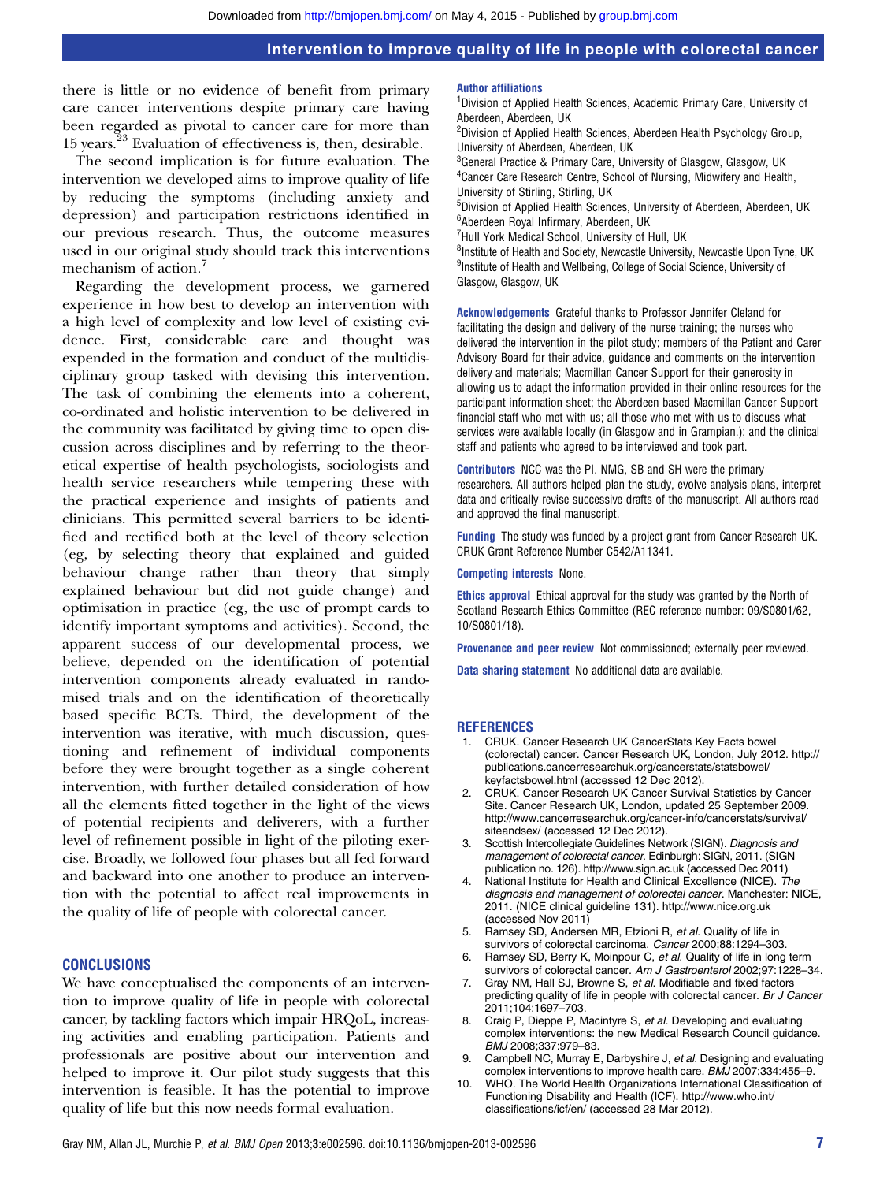there is little or no evidence of benefit from primary care cancer interventions despite primary care having been regarded as pivotal to cancer care for more than 15 years.[23] Evaluation of effectiveness is, then, desirable.

The second implication is for future evaluation. The intervention we developed aims to improve quality of life by reducing the symptoms (including anxiety and depression) and participation restrictions identified in our previous research. Thus, the outcome measures used in our original study should track this interventions mechanism of action.[7]

Regarding the development process, we garnered experience in how best to develop an intervention with a high level of complexity and low level of existing evidence. First, considerable care and thought was expended in the formation and conduct of the multidisciplinary group tasked with devising this intervention. The task of combining the elements into a coherent, co-ordinated and holistic intervention to be delivered in the community was facilitated by giving time to open discussion across disciplines and by referring to the theoretical expertise of health psychologists, sociologists and health service researchers while tempering these with the practical experience and insights of patients and clinicians. This permitted several barriers to be identified and rectified both at the level of theory selection (eg, by selecting theory that explained and guided behaviour change rather than theory that simply explained behaviour but did not guide change) and optimisation in practice (eg, the use of prompt cards to identify important symptoms and activities). Second, the apparent success of our developmental process, we believe, depended on the identification of potential intervention components already evaluated in randomised trials and on the identification of theoretically based specific BCTs. Third, the development of the intervention was iterative, with much discussion, questioning and refinement of individual components before they were brought together as a single coherent intervention, with further detailed consideration of how all the elements fitted together in the light of the views of potential recipients and deliverers, with a further level of refinement possible in light of the piloting exercise. Broadly, we followed four phases but all fed forward and backward into one another to produce an intervention with the potential to affect real improvements in the quality of life of people with colorectal cancer.

## CONCLUSIONS

We have conceptualised the components of an intervention to improve quality of life in people with colorectal cancer, by tackling factors which impair HRQoL, increasing activities and enabling participation. Patients and professionals are positive about our intervention and helped to improve it. Our pilot study suggests that this intervention is feasible. It has the potential to improve quality of life but this now needs formal evaluation.

**Author affiliations**
[1]Division of Applied Health Sciences, Academic Primary Care, University of Aberdeen, Aberdeen, UK
[2]Division of Applied Health Sciences, Aberdeen Health Psychology Group, University of Aberdeen, Aberdeen, UK
[3]General Practice & Primary Care, University of Glasgow, Glasgow, UK
[4]Cancer Care Research Centre, School of Nursing, Midwifery and Health, University of Stirling, Stirling, UK
[5]Division of Applied Health Sciences, University of Aberdeen, Aberdeen, UK
[6]Aberdeen Royal Infirmary, Aberdeen, UK
[7]Hull York Medical School, University of Hull, UK
[8]Institute of Health and Society, Newcastle University, Newcastle Upon Tyne, UK
[9]Institute of Health and Wellbeing, College of Social Science, University of Glasgow, Glasgow, UK

**Acknowledgements** Grateful thanks to Professor Jennifer Cleland for facilitating the design and delivery of the nurse training; the nurses who delivered the intervention in the pilot study; members of the Patient and Carer Advisory Board for their advice, guidance and comments on the intervention delivery and materials; Macmillan Cancer Support for their generosity in allowing us to adapt the information provided in their online resources for the participant information sheet; the Aberdeen based Macmillan Cancer Support financial staff who met with us; all those who met with us to discuss what services were available locally (in Glasgow and in Grampian.); and the clinical staff and patients who agreed to be interviewed and took part.

**Contributors** NCC was the PI. NMG, SB and SH were the primary researchers. All authors helped plan the study, evolve analysis plans, interpret data and critically revise successive drafts of the manuscript. All authors read and approved the final manuscript.

**Funding** The study was funded by a project grant from Cancer Research UK. CRUK Grant Reference Number C542/A11341.

**Competing interests** None.

**Ethics approval** Ethical approval for the study was granted by the North of Scotland Research Ethics Committee (REC reference number: 09/S0801/62, 10/S0801/18).

**Provenance and peer review** Not commissioned; externally peer reviewed.

**Data sharing statement** No additional data are available.

## REFERENCES

1. CRUK. Cancer Research UK CancerStats Key Facts bowel (colorectal) cancer. Cancer Research UK, London, July 2012. http://publications.cancerresearchuk.org/cancerstats/statsbowel/keyfactsbowel.html (accessed 12 Dec 2012).
2. CRUK. Cancer Research UK Cancer Survival Statistics by Cancer Site. Cancer Research UK, London, updated 25 September 2009. http://www.cancerresearchuk.org/cancer-info/cancerstats/survival/siteandsex/ (accessed 12 Dec 2012).
3. Scottish Intercollegiate Guidelines Network (SIGN). *Diagnosis and management of colorectal cancer*. Edinburgh: SIGN, 2011. (SIGN publication no. 126). http://www.sign.ac.uk (accessed Dec 2011)
4. National Institute for Health and Clinical Excellence (NICE). *The diagnosis and management of colorectal cancer*. Manchester: NICE, 2011. (NICE clinical guideline 131). http://www.nice.org.uk (accessed Nov 2011)
5. Ramsey SD, Andersen MR, Etzioni R, *et al*. Quality of life in survivors of colorectal carcinoma. *Cancer* 2000;88:1294–303.
6. Ramsey SD, Berry K, Moinpour C, *et al*. Quality of life in long term survivors of colorectal cancer. *Am J Gastroenterol* 2002;97:1228–34.
7. Gray NM, Hall SJ, Browne S, *et al*. Modifiable and fixed factors predicting quality of life in people with colorectal cancer. *Br J Cancer* 2011;104:1697–703.
8. Craig P, Dieppe P, Macintyre S, *et al*. Developing and evaluating complex interventions: the new Medical Research Council guidance. *BMJ* 2008;337:979–83.
9. Campbell NC, Murray E, Darbyshire J, *et al*. Designing and evaluating complex interventions to improve health care. *BMJ* 2007;334:455–9.
10. WHO. The World Health Organizations International Classification of Functioning Disability and Health (ICF). http://www.who.int/classifications/icf/en/ (accessed 28 Mar 2012).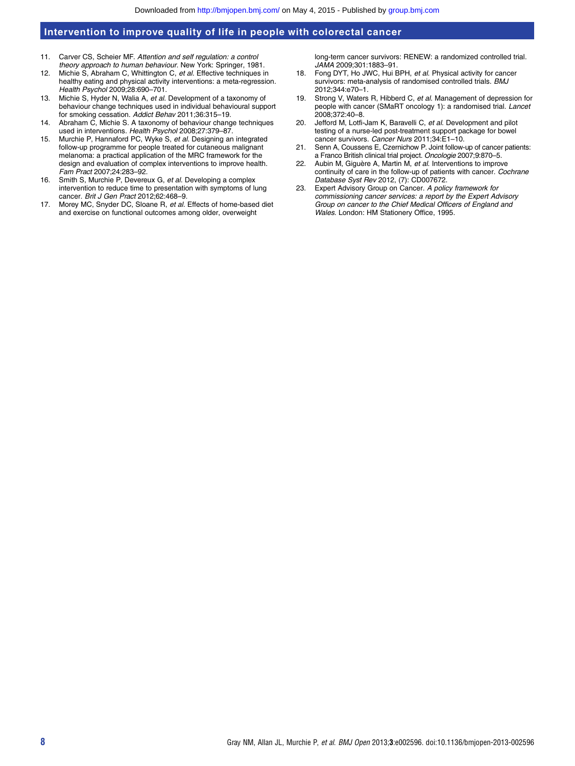11. Carver CS, Scheier MF. *Attention and self regulation: a control theory approach to human behaviour*. New York: Springer, 1981.
12. Michie S, Abraham C, Whittington C, *et al*. Effective techniques in healthy eating and physical activity interventions: a meta-regression. *Health Psychol* 2009;28:690–701.
13. Michie S, Hyder N, Walia A, *et al*. Development of a taxonomy of behaviour change techniques used in individual behavioural support for smoking cessation. *Addict Behav* 2011;36:315–19.
14. Abraham C, Michie S. A taxonomy of behaviour change techniques used in interventions. *Health Psychol* 2008;27:379–87.
15. Murchie P, Hannaford PC, Wyke S, *et al*. Designing an integrated follow-up programme for people treated for cutaneous malignant melanoma: a practical application of the MRC framework for the design and evaluation of complex interventions to improve health. *Fam Pract* 2007;24:283–92.
16. Smith S, Murchie P, Devereux G, *et al*. Developing a complex intervention to reduce time to presentation with symptoms of lung cancer. *Brit J Gen Pract* 2012;62:468–9.
17. Morey MC, Snyder DC, Sloane R, *et al*. Effects of home-based diet and exercise on functional outcomes among older, overweight long-term cancer survivors: RENEW: a randomized controlled trial. *JAMA* 2009;301:1883–91.
18. Fong DYT, Ho JWC, Hui BPH, *et al*. Physical activity for cancer survivors: meta-analysis of randomised controlled trials. *BMJ* 2012;344:e70–1.
19. Strong V, Waters R, Hibberd C, *et al*. Management of depression for people with cancer (SMaRT oncology 1): a randomised trial. *Lancet* 2008;372:40–8.
20. Jefford M, Lotfi-Jam K, Baravelli C, *et al*. Development and pilot testing of a nurse-led post-treatment support package for bowel cancer survivors. *Cancer Nurs* 2011;34:E1–10.
21. Senn A, Coussens E, Czernichow P. Joint follow-up of cancer patients: a Franco British clinical trial project. *Oncologie* 2007;9:870–5.
22. Aubin M, Giguère A, Martin M, *et al*. Interventions to improve continuity of care in the follow-up of patients with cancer. *Cochrane Database Syst Rev* 2012, (7): CD007672.
23. Expert Advisory Group on Cancer. *A policy framework for commissioning cancer services: a report by the Expert Advisory Group on cancer to the Chief Medical Officers of England and Wales*. London: HM Stationery Office, 1995.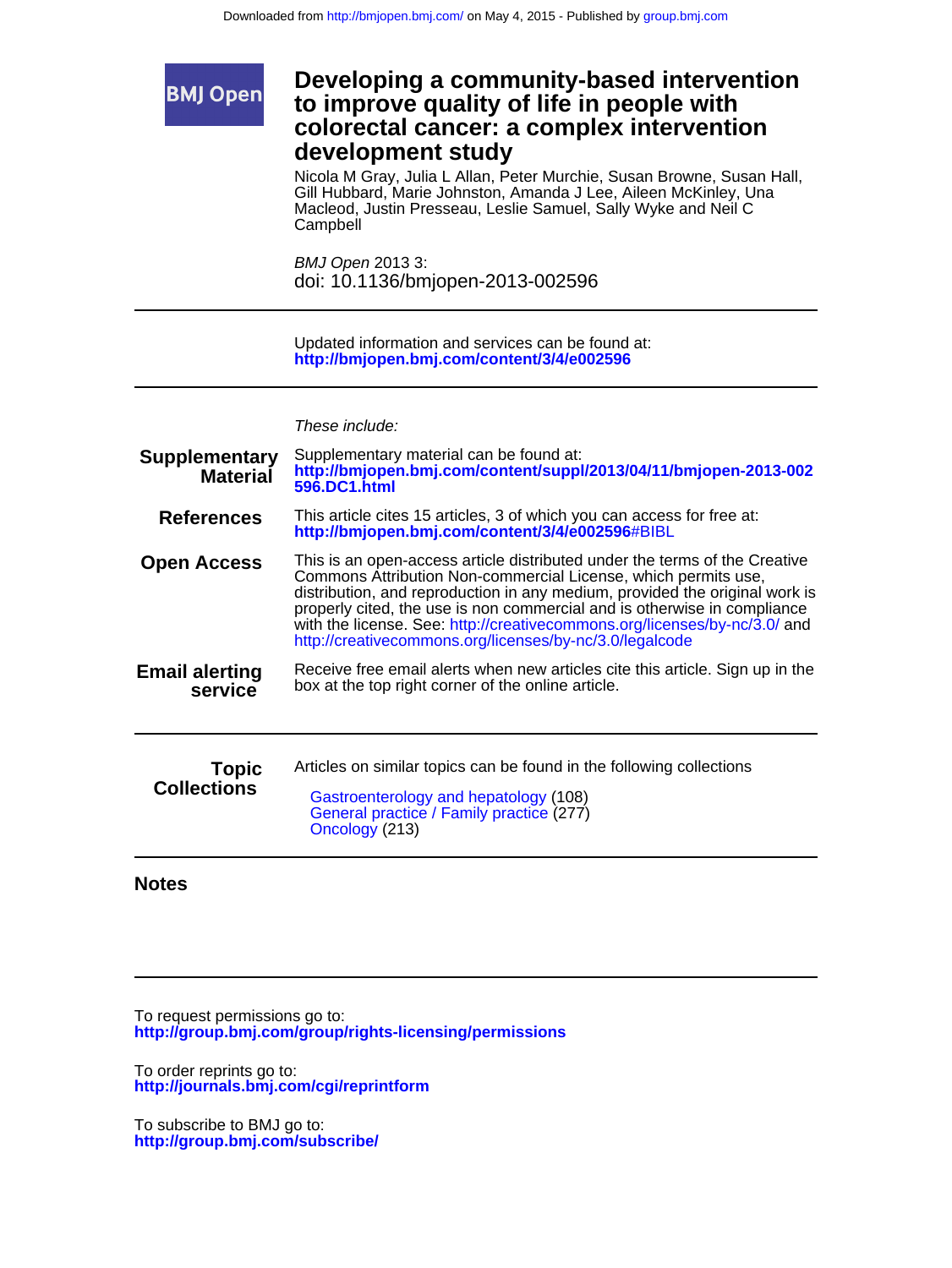Downloaded from http://bmjopen.bmj.com/ on May 4, 2015 - Published by group.bmj.com

BMJ Open

# Developing a community-based intervention to improve quality of life in people with colorectal cancer: a complex intervention development study

Nicola M Gray, Julia L Allan, Peter Murchie, Susan Browne, Susan Hall, Gill Hubbard, Marie Johnston, Amanda J Lee, Aileen McKinley, Una Macleod, Justin Presseau, Leslie Samuel, Sally Wyke and Neil C Campbell

*BMJ Open* 2013 3:
doi: 10.1136/bmjopen-2013-002596

Updated information and services can be found at:
**http://bmjopen.bmj.com/content/3/4/e002596**

*These include:*

**Supplementary Material**
Supplementary material can be found at:
**http://bmjopen.bmj.com/content/suppl/2013/04/11/bmjopen-2013-002596.DC1.html**

**References**
This article cites 15 articles, 3 of which you can access for free at:
**http://bmjopen.bmj.com/content/3/4/e002596**#BIBL

**Open Access**
This is an open-access article distributed under the terms of the Creative Commons Attribution Non-commercial License, which permits use, distribution, and reproduction in any medium, provided the original work is properly cited, the use is non commercial and is otherwise in compliance with the license. See: http://creativecommons.org/licenses/by-nc/3.0/ and http://creativecommons.org/licenses/by-nc/3.0/legalcode

**Email alerting service**
Receive free email alerts when new articles cite this article. Sign up in the box at the top right corner of the online article.

**Topic Collections**
Articles on similar topics can be found in the following collections

- Gastroenterology and hepatology (108)
- General practice / Family practice (277)
- Oncology (213)

## Notes

To request permissions go to:
**http://group.bmj.com/group/rights-licensing/permissions**

To order reprints go to:
**http://journals.bmj.com/cgi/reprintform**

To subscribe to BMJ go to:
**http://group.bmj.com/subscribe/**